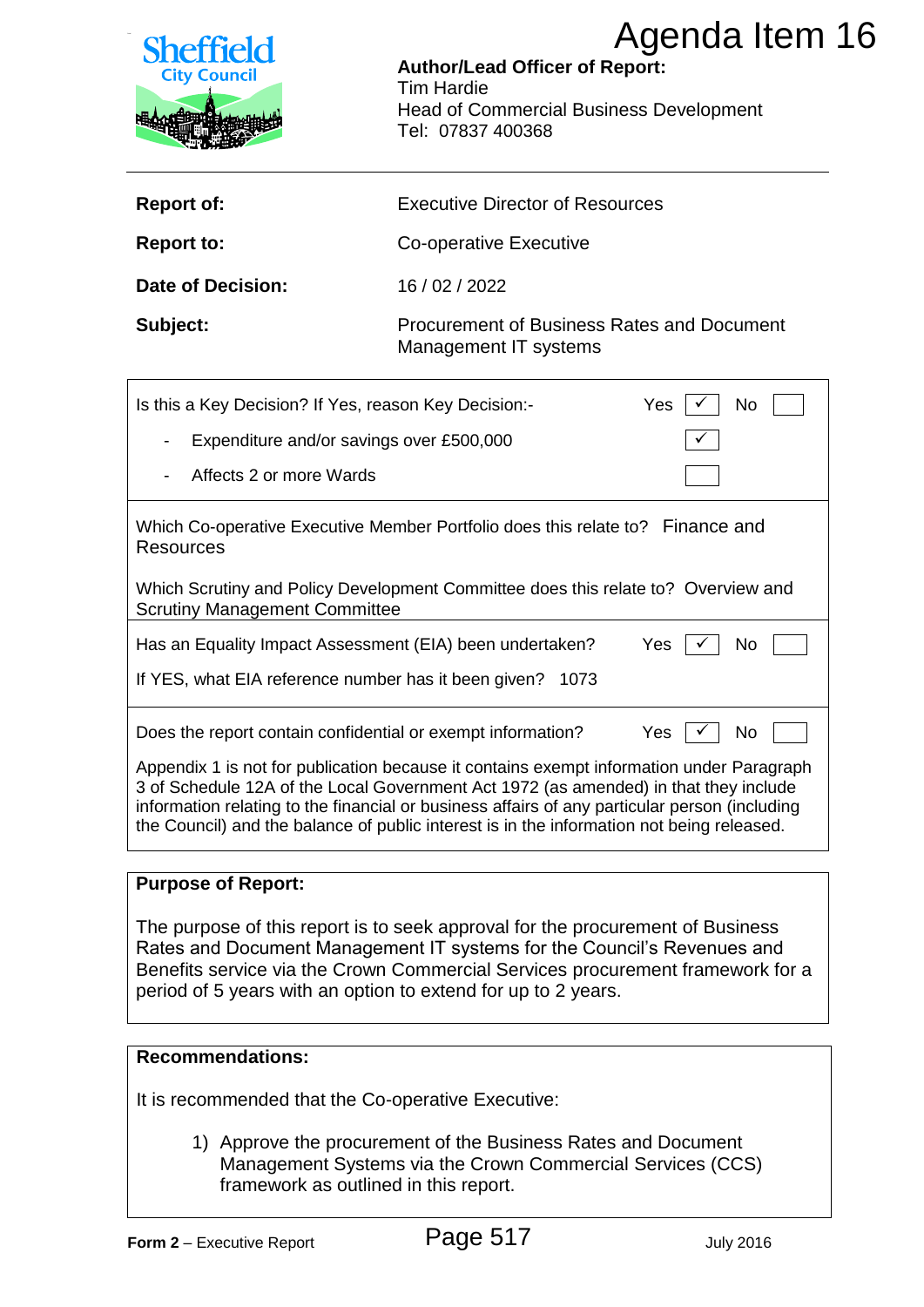# Agenda Item 16

**Author/Lead Officer of Report:**
Tim Hardie
Head of Commercial Business Development
Tel: 07837 400368

| | |
|---|---|
| **Report of:** | Executive Director of Resources |
| **Report to:** | Co-operative Executive |
| **Date of Decision:** | 16 / 02 / 2022 |
| **Subject:** | Procurement of Business Rates and Document Management IT systems |

| | | |
|---|---|---|
| Is this a Key Decision? If Yes, reason Key Decision:- | Yes ✓ | No |
| - Expenditure and/or savings over £500,000 | ✓ | |
| - Affects 2 or more Wards | | |

Which Co-operative Executive Member Portfolio does this relate to? Finance and Resources

Which Scrutiny and Policy Development Committee does this relate to? Overview and Scrutiny Management Committee

| | | |
|---|---|---|
| Has an Equality Impact Assessment (EIA) been undertaken? | Yes ✓ | No |

If YES, what EIA reference number has it been given? 1073

| | | |
|---|---|---|
| Does the report contain confidential or exempt information? | Yes ✓ | No |

Appendix 1 is not for publication because it contains exempt information under Paragraph 3 of Schedule 12A of the Local Government Act 1972 (as amended) in that they include information relating to the financial or business affairs of any particular person (including the Council) and the balance of public interest is in the information not being released.

**Purpose of Report:**

The purpose of this report is to seek approval for the procurement of Business Rates and Document Management IT systems for the Council's Revenues and Benefits service via the Crown Commercial Services procurement framework for a period of 5 years with an option to extend for up to 2 years.

**Recommendations:**

It is recommended that the Co-operative Executive:

1) Approve the procurement of the Business Rates and Document Management Systems via the Crown Commercial Services (CCS) framework as outlined in this report.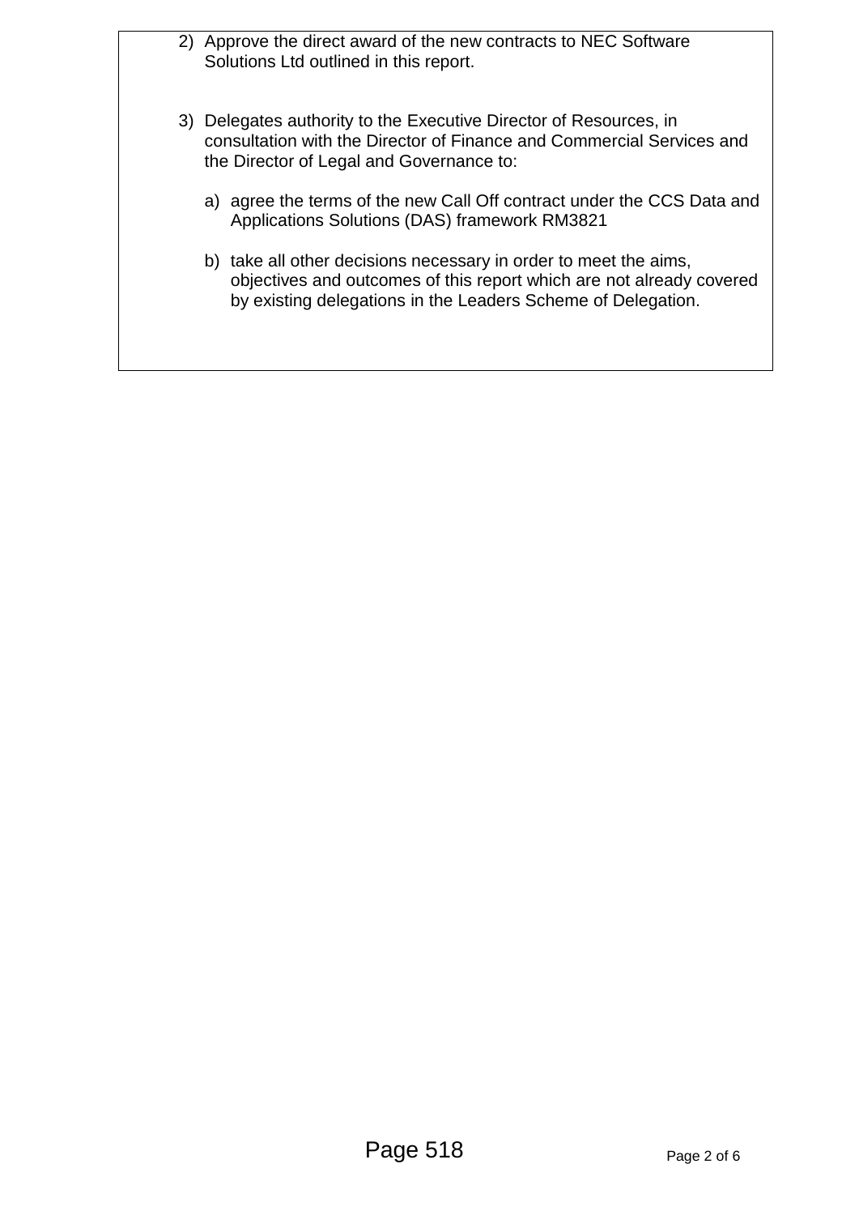2) Approve the direct award of the new contracts to NEC Software Solutions Ltd outlined in this report.

3) Delegates authority to the Executive Director of Resources, in consultation with the Director of Finance and Commercial Services and the Director of Legal and Governance to:

   a) agree the terms of the new Call Off contract under the CCS Data and Applications Solutions (DAS) framework RM3821

   b) take all other decisions necessary in order to meet the aims, objectives and outcomes of this report which are not already covered by existing delegations in the Leaders Scheme of Delegation.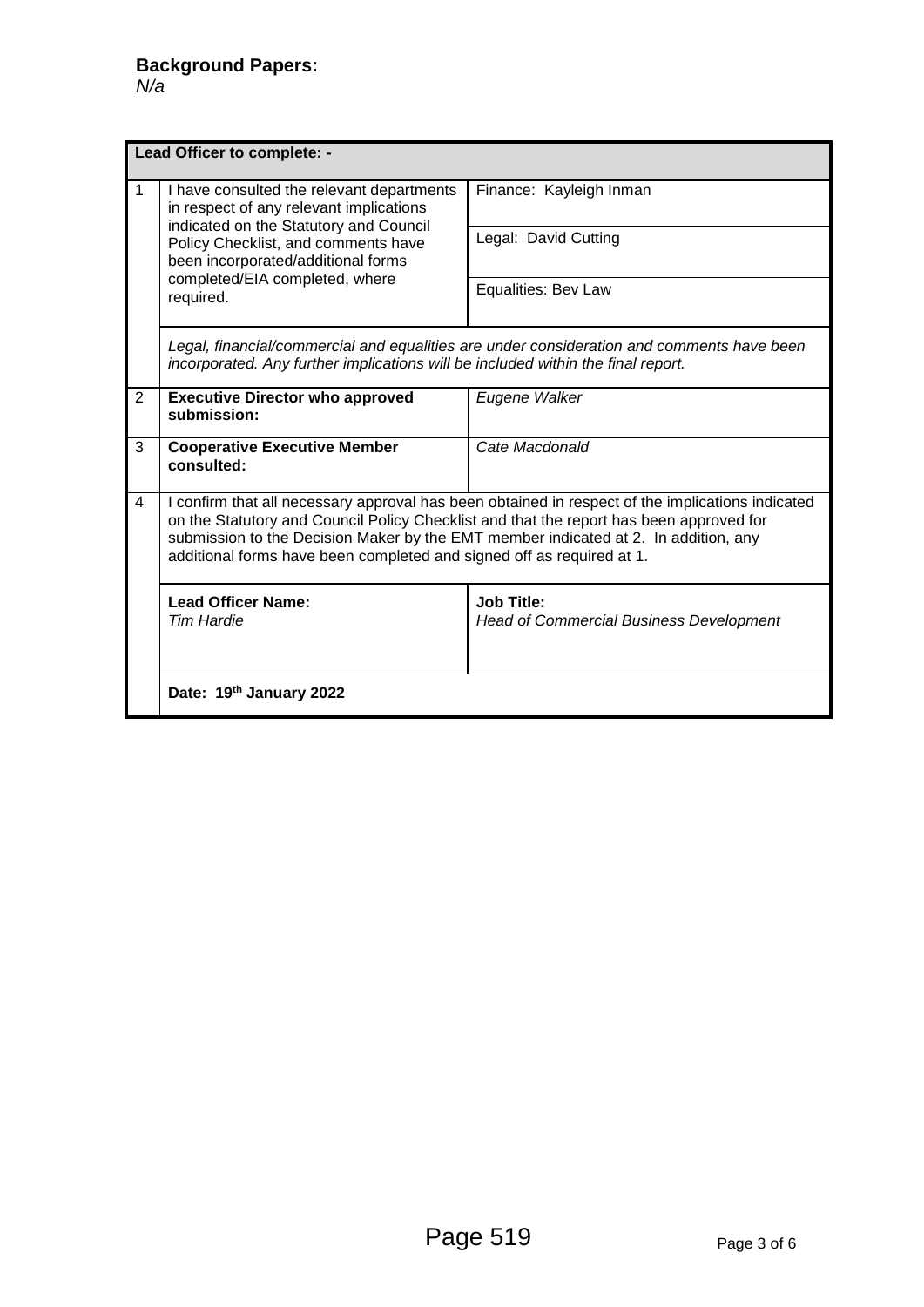**Background Papers:**
*N/a*

| Lead Officer to complete: - | | |
|---|---|---|
| 1 | I have consulted the relevant departments in respect of any relevant implications indicated on the Statutory and Council Policy Checklist, and comments have been incorporated/additional forms completed/EIA completed, where required. | Finance: Kayleigh Inman<br>Legal: David Cutting<br>Equalities: Bev Law |
| | *Legal, financial/commercial and equalities are under consideration and comments have been incorporated. Any further implications will be included within the final report.* | |
| 2 | **Executive Director who approved submission:** | *Eugene Walker* |
| 3 | **Cooperative Executive Member consulted:** | *Cate Macdonald* |
| 4 | I confirm that all necessary approval has been obtained in respect of the implications indicated on the Statutory and Council Policy Checklist and that the report has been approved for submission to the Decision Maker by the EMT member indicated at 2. In addition, any additional forms have been completed and signed off as required at 1. | |
| | **Lead Officer Name:**<br>*Tim Hardie* | **Job Title:**<br>*Head of Commercial Business Development* |
| | **Date: 19th January 2022** | |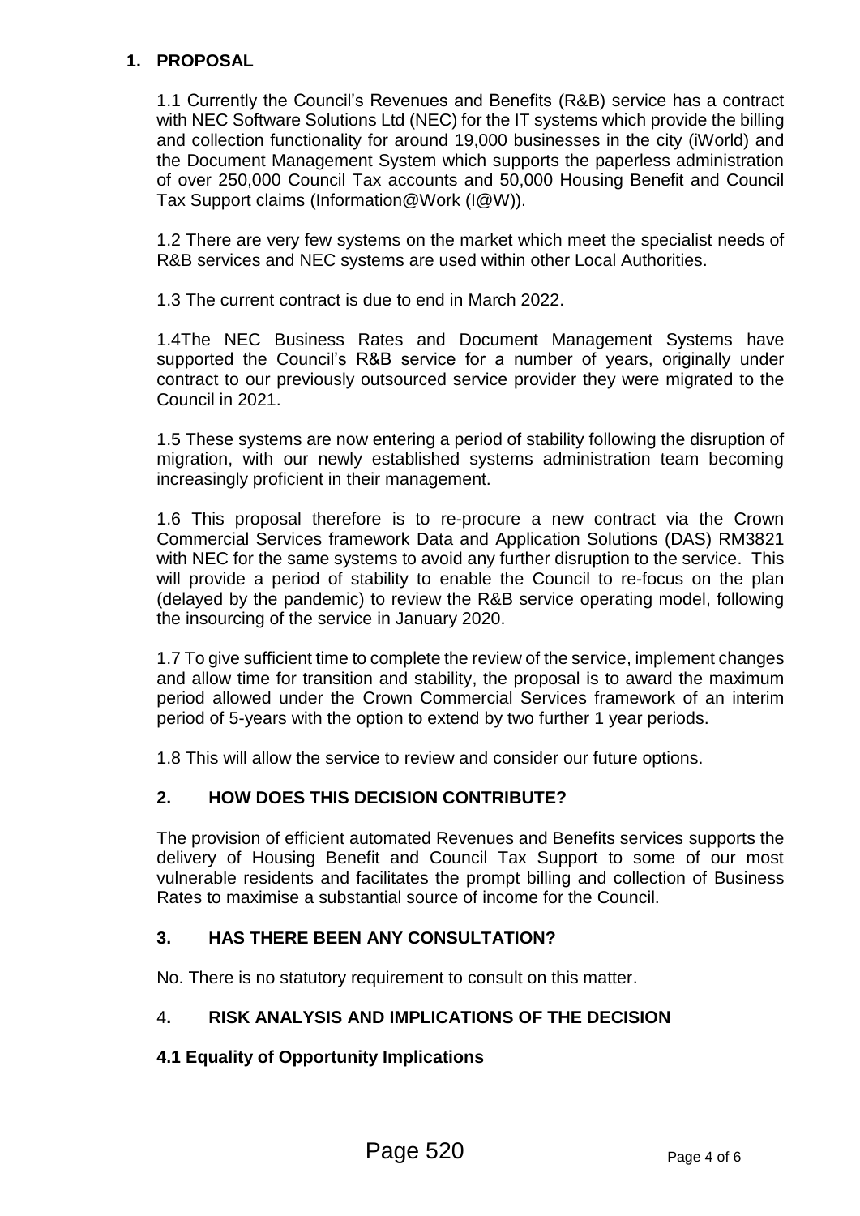## 1. PROPOSAL

1.1 Currently the Council's Revenues and Benefits (R&B) service has a contract with NEC Software Solutions Ltd (NEC) for the IT systems which provide the billing and collection functionality for around 19,000 businesses in the city (iWorld) and the Document Management System which supports the paperless administration of over 250,000 Council Tax accounts and 50,000 Housing Benefit and Council Tax Support claims (Information@Work (I@W)).

1.2 There are very few systems on the market which meet the specialist needs of R&B services and NEC systems are used within other Local Authorities.

1.3 The current contract is due to end in March 2022.

1.4The NEC Business Rates and Document Management Systems have supported the Council's R&B service for a number of years, originally under contract to our previously outsourced service provider they were migrated to the Council in 2021.

1.5 These systems are now entering a period of stability following the disruption of migration, with our newly established systems administration team becoming increasingly proficient in their management.

1.6 This proposal therefore is to re-procure a new contract via the Crown Commercial Services framework Data and Application Solutions (DAS) RM3821 with NEC for the same systems to avoid any further disruption to the service. This will provide a period of stability to enable the Council to re-focus on the plan (delayed by the pandemic) to review the R&B service operating model, following the insourcing of the service in January 2020.

1.7 To give sufficient time to complete the review of the service, implement changes and allow time for transition and stability, the proposal is to award the maximum period allowed under the Crown Commercial Services framework of an interim period of 5-years with the option to extend by two further 1 year periods.

1.8 This will allow the service to review and consider our future options.

## 2. HOW DOES THIS DECISION CONTRIBUTE?

The provision of efficient automated Revenues and Benefits services supports the delivery of Housing Benefit and Council Tax Support to some of our most vulnerable residents and facilitates the prompt billing and collection of Business Rates to maximise a substantial source of income for the Council.

## 3. HAS THERE BEEN ANY CONSULTATION?

No. There is no statutory requirement to consult on this matter.

## 4. RISK ANALYSIS AND IMPLICATIONS OF THE DECISION

### 4.1 Equality of Opportunity Implications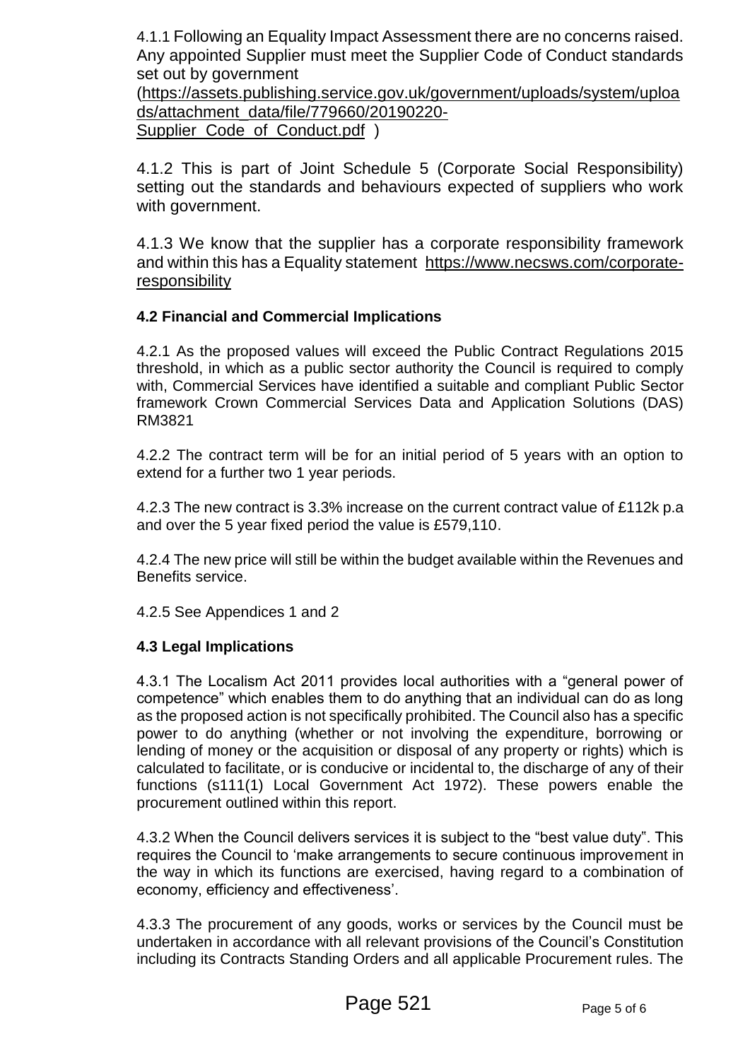4.1.1 Following an Equality Impact Assessment there are no concerns raised. Any appointed Supplier must meet the Supplier Code of Conduct standards set out by government (https://assets.publishing.service.gov.uk/government/uploads/system/uploads/attachment_data/file/779660/20190220-Supplier_Code_of_Conduct.pdf )

4.1.2 This is part of Joint Schedule 5 (Corporate Social Responsibility) setting out the standards and behaviours expected of suppliers who work with government.

4.1.3 We know that the supplier has a corporate responsibility framework and within this has a Equality statement https://www.necsws.com/corporate-responsibility

**4.2 Financial and Commercial Implications**

4.2.1 As the proposed values will exceed the Public Contract Regulations 2015 threshold, in which as a public sector authority the Council is required to comply with, Commercial Services have identified a suitable and compliant Public Sector framework Crown Commercial Services Data and Application Solutions (DAS) RM3821

4.2.2 The contract term will be for an initial period of 5 years with an option to extend for a further two 1 year periods.

4.2.3 The new contract is 3.3% increase on the current contract value of £112k p.a and over the 5 year fixed period the value is £579,110.

4.2.4 The new price will still be within the budget available within the Revenues and Benefits service.

4.2.5 See Appendices 1 and 2

**4.3 Legal Implications**

4.3.1 The Localism Act 2011 provides local authorities with a "general power of competence" which enables them to do anything that an individual can do as long as the proposed action is not specifically prohibited. The Council also has a specific power to do anything (whether or not involving the expenditure, borrowing or lending of money or the acquisition or disposal of any property or rights) which is calculated to facilitate, or is conducive or incidental to, the discharge of any of their functions (s111(1) Local Government Act 1972). These powers enable the procurement outlined within this report.

4.3.2 When the Council delivers services it is subject to the "best value duty". This requires the Council to 'make arrangements to secure continuous improvement in the way in which its functions are exercised, having regard to a combination of economy, efficiency and effectiveness'.

4.3.3 The procurement of any goods, works or services by the Council must be undertaken in accordance with all relevant provisions of the Council's Constitution including its Contracts Standing Orders and all applicable Procurement rules. The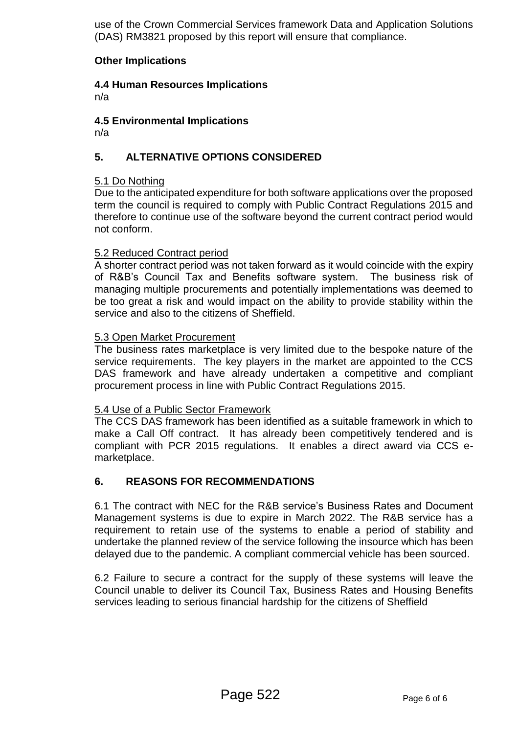use of the Crown Commercial Services framework Data and Application Solutions (DAS) RM3821 proposed by this report will ensure that compliance.

**Other Implications**

**4.4 Human Resources Implications**

n/a

**4.5 Environmental Implications**

n/a

## 5. ALTERNATIVE OPTIONS CONSIDERED

5.1 Do Nothing

Due to the anticipated expenditure for both software applications over the proposed term the council is required to comply with Public Contract Regulations 2015 and therefore to continue use of the software beyond the current contract period would not conform.

5.2 Reduced Contract period

A shorter contract period was not taken forward as it would coincide with the expiry of R&B's Council Tax and Benefits software system. The business risk of managing multiple procurements and potentially implementations was deemed to be too great a risk and would impact on the ability to provide stability within the service and also to the citizens of Sheffield.

5.3 Open Market Procurement

The business rates marketplace is very limited due to the bespoke nature of the service requirements. The key players in the market are appointed to the CCS DAS framework and have already undertaken a competitive and compliant procurement process in line with Public Contract Regulations 2015.

5.4 Use of a Public Sector Framework

The CCS DAS framework has been identified as a suitable framework in which to make a Call Off contract. It has already been competitively tendered and is compliant with PCR 2015 regulations. It enables a direct award via CCS e-marketplace.

## 6. REASONS FOR RECOMMENDATIONS

6.1 The contract with NEC for the R&B service's Business Rates and Document Management systems is due to expire in March 2022. The R&B service has a requirement to retain use of the systems to enable a period of stability and undertake the planned review of the service following the insource which has been delayed due to the pandemic. A compliant commercial vehicle has been sourced.

6.2 Failure to secure a contract for the supply of these systems will leave the Council unable to deliver its Council Tax, Business Rates and Housing Benefits services leading to serious financial hardship for the citizens of Sheffield